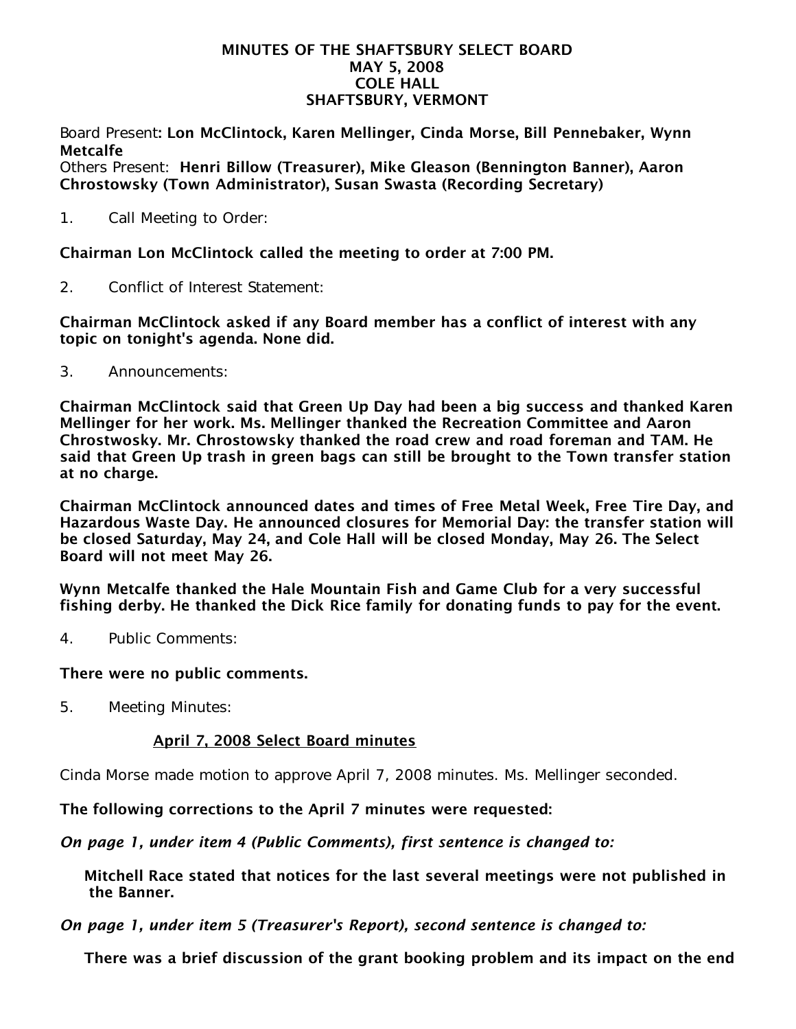**MINUTES OF THE SHAFTSBURY SELECT BOARD**
**MAY 5, 2008**
**COLE HALL**
**SHAFTSBURY, VERMONT**

Board Present: **Lon McClintock, Karen Mellinger, Cinda Morse, Bill Pennebaker, Wynn Metcalfe**
Others Present: **Henri Billow (Treasurer), Mike Gleason (Bennington Banner), Aaron Chrostowsky (Town Administrator), Susan Swasta (Recording Secretary)**

1. Call Meeting to Order:

**Chairman Lon McClintock called the meeting to order at 7:00 PM.**

2. Conflict of Interest Statement:

**Chairman McClintock asked if any Board member has a conflict of interest with any topic on tonight's agenda. None did.**

3. Announcements:

**Chairman McClintock said that Green Up Day had been a big success and thanked Karen Mellinger for her work. Ms. Mellinger thanked the Recreation Committee and Aaron Chrostwosky. Mr. Chrostowsky thanked the road crew and road foreman and TAM. He said that Green Up trash in green bags can still be brought to the Town transfer station at no charge.**

**Chairman McClintock announced dates and times of Free Metal Week, Free Tire Day, and Hazardous Waste Day. He announced closures for Memorial Day: the transfer station will be closed Saturday, May 24, and Cole Hall will be closed Monday, May 26. The Select Board will not meet May 26.**

**Wynn Metcalfe thanked the Hale Mountain Fish and Game Club for a very successful fishing derby. He thanked the Dick Rice family for donating funds to pay for the event.**

4. Public Comments:

**There were no public comments.**

5. Meeting Minutes:

**<u>April 7, 2008 Select Board minutes</u>**

Cinda Morse made motion to approve April 7, 2008 minutes. Ms. Mellinger seconded.

**The following corrections to the April 7 minutes were requested:**

***On page 1, under item 4 (Public Comments), first sentence is changed to:***

> **Mitchell Race stated that notices for the last several meetings were not published in the Banner.**

***On page 1, under item 5 (Treasurer's Report), second sentence is changed to:***

> **There was a brief discussion of the grant booking problem and its impact on the end**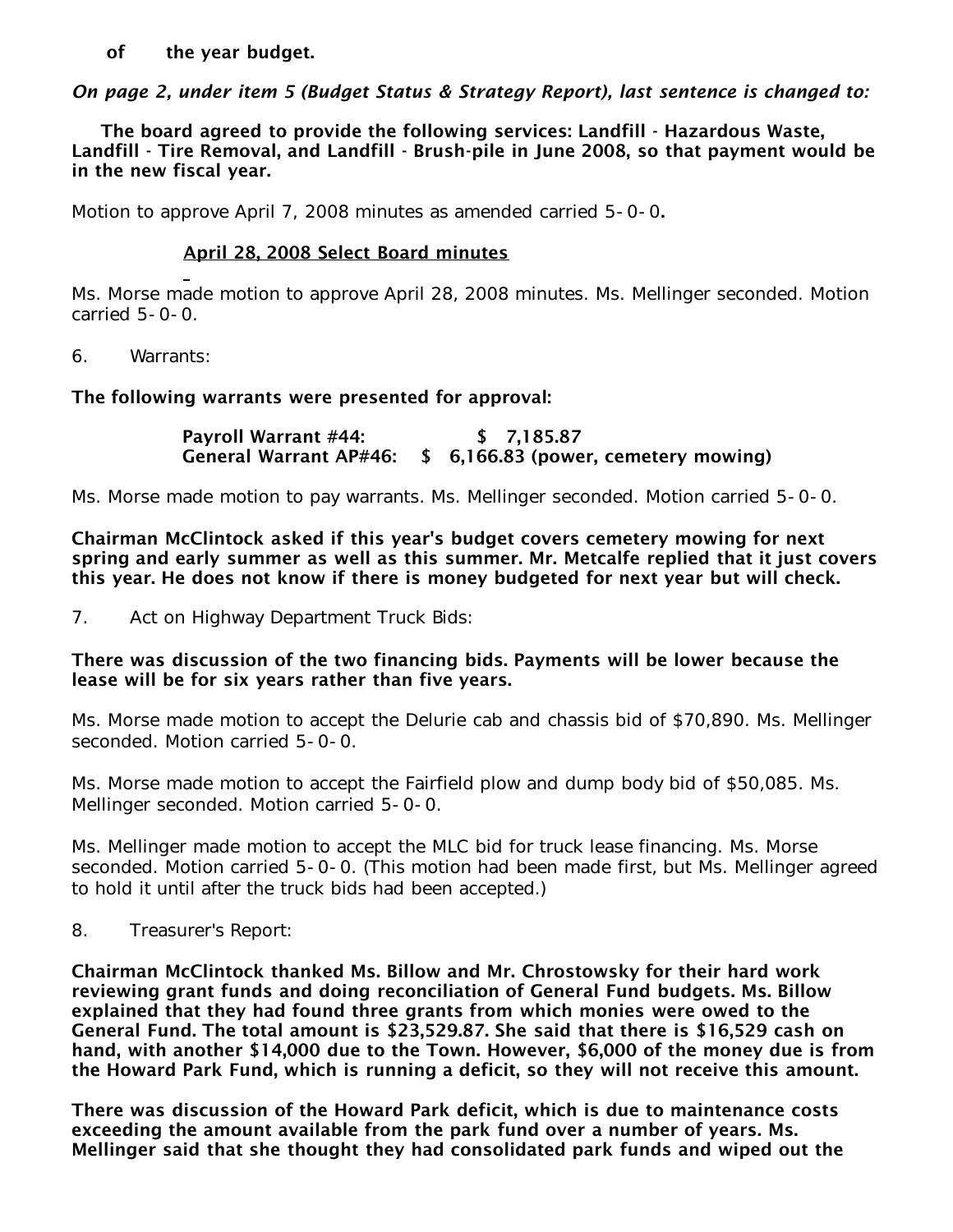**of the year budget.**

***On page 2, under item 5 (Budget Status & Strategy Report), last sentence is changed to:***

**The board agreed to provide the following services: Landfill - Hazardous Waste, Landfill - Tire Removal, and Landfill - Brush-pile in June 2008, so that payment would be in the new fiscal year.**

Motion to approve April 7, 2008 minutes as amended carried 5-0-0.

**April 28, 2008 Select Board minutes**

Ms. Morse made motion to approve April 28, 2008 minutes. Ms. Mellinger seconded. Motion carried 5-0-0.

6. Warrants:

**The following warrants were presented for approval:**

**Payroll Warrant #44: $ 7,185.87**
**General Warrant AP#46: $ 6,166.83 (power, cemetery mowing)**

Ms. Morse made motion to pay warrants. Ms. Mellinger seconded. Motion carried 5-0-0.

**Chairman McClintock asked if this year's budget covers cemetery mowing for next spring and early summer as well as this summer. Mr. Metcalfe replied that it just covers this year. He does not know if there is money budgeted for next year but will check.**

7. Act on Highway Department Truck Bids:

**There was discussion of the two financing bids. Payments will be lower because the lease will be for six years rather than five years.**

Ms. Morse made motion to accept the Delurie cab and chassis bid of $70,890. Ms. Mellinger seconded. Motion carried 5-0-0.

Ms. Morse made motion to accept the Fairfield plow and dump body bid of $50,085. Ms. Mellinger seconded. Motion carried 5-0-0.

Ms. Mellinger made motion to accept the MLC bid for truck lease financing. Ms. Morse seconded. Motion carried 5-0-0. (This motion had been made first, but Ms. Mellinger agreed to hold it until after the truck bids had been accepted.)

8. Treasurer's Report:

**Chairman McClintock thanked Ms. Billow and Mr. Chrostowsky for their hard work reviewing grant funds and doing reconciliation of General Fund budgets. Ms. Billow explained that they had found three grants from which monies were owed to the General Fund. The total amount is $23,529.87. She said that there is $16,529 cash on hand, with another $14,000 due to the Town. However, $6,000 of the money due is from the Howard Park Fund, which is running a deficit, so they will not receive this amount.**

**There was discussion of the Howard Park deficit, which is due to maintenance costs exceeding the amount available from the park fund over a number of years. Ms. Mellinger said that she thought they had consolidated park funds and wiped out the**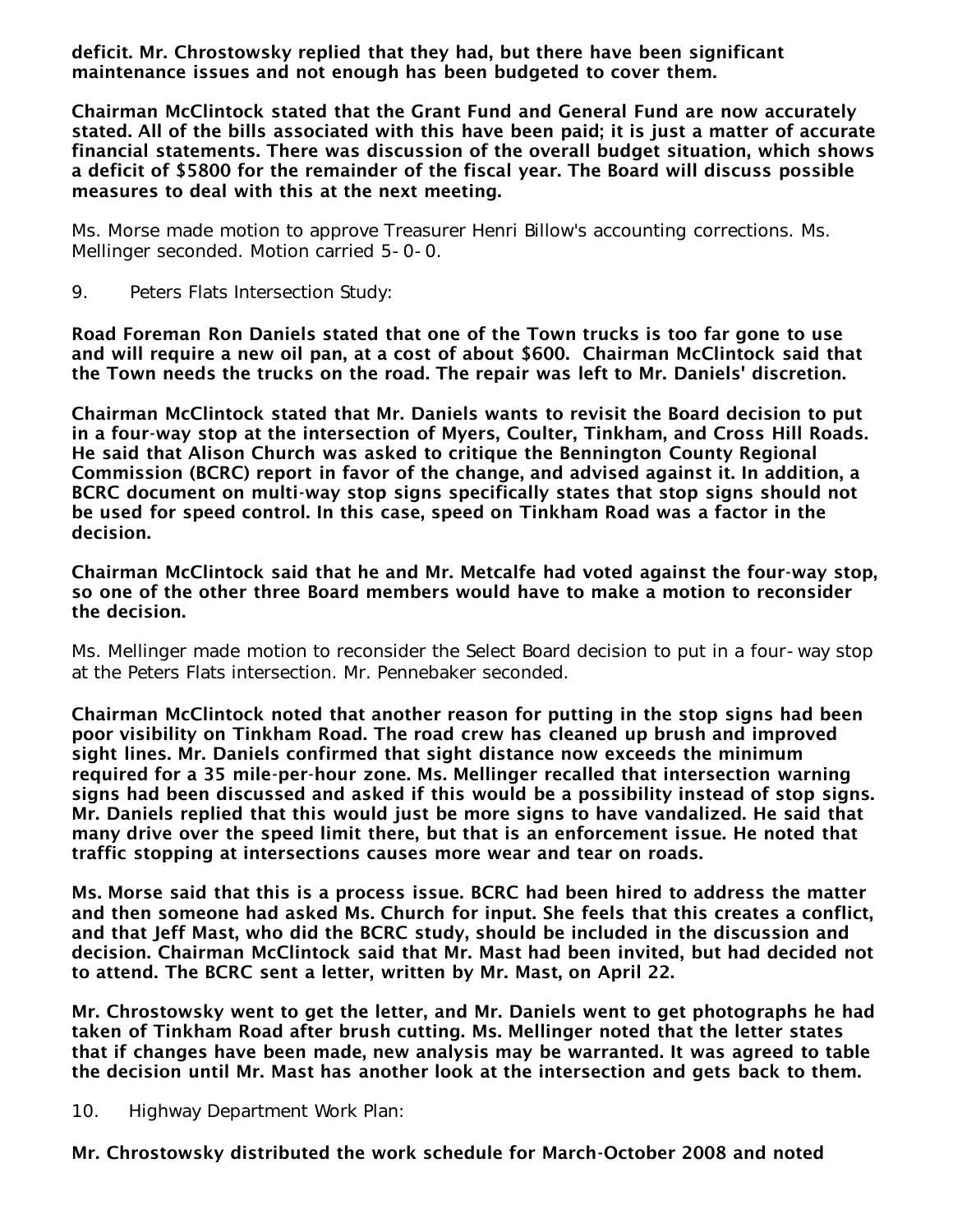**deficit. Mr. Chrostowsky replied that they had, but there have been significant maintenance issues and not enough has been budgeted to cover them.**

**Chairman McClintock stated that the Grant Fund and General Fund are now accurately stated. All of the bills associated with this have been paid; it is just a matter of accurate financial statements. There was discussion of the overall budget situation, which shows a deficit of $5800 for the remainder of the fiscal year. The Board will discuss possible measures to deal with this at the next meeting.**

Ms. Morse made motion to approve Treasurer Henri Billow's accounting corrections. Ms. Mellinger seconded. Motion carried 5-0-0.

9. Peters Flats Intersection Study:

**Road Foreman Ron Daniels stated that one of the Town trucks is too far gone to use and will require a new oil pan, at a cost of about $600. Chairman McClintock said that the Town needs the trucks on the road. The repair was left to Mr. Daniels' discretion.**

**Chairman McClintock stated that Mr. Daniels wants to revisit the Board decision to put in a four-way stop at the intersection of Myers, Coulter, Tinkham, and Cross Hill Roads. He said that Alison Church was asked to critique the Bennington County Regional Commission (BCRC) report in favor of the change, and advised against it. In addition, a BCRC document on multi-way stop signs specifically states that stop signs should not be used for speed control. In this case, speed on Tinkham Road was a factor in the decision.**

**Chairman McClintock said that he and Mr. Metcalfe had voted against the four-way stop, so one of the other three Board members would have to make a motion to reconsider the decision.**

Ms. Mellinger made motion to reconsider the Select Board decision to put in a four-way stop at the Peters Flats intersection. Mr. Pennebaker seconded.

**Chairman McClintock noted that another reason for putting in the stop signs had been poor visibility on Tinkham Road. The road crew has cleaned up brush and improved sight lines. Mr. Daniels confirmed that sight distance now exceeds the minimum required for a 35 mile-per-hour zone. Ms. Mellinger recalled that intersection warning signs had been discussed and asked if this would be a possibility instead of stop signs. Mr. Daniels replied that this would just be more signs to have vandalized. He said that many drive over the speed limit there, but that is an enforcement issue. He noted that traffic stopping at intersections causes more wear and tear on roads.**

**Ms. Morse said that this is a process issue. BCRC had been hired to address the matter and then someone had asked Ms. Church for input. She feels that this creates a conflict, and that Jeff Mast, who did the BCRC study, should be included in the discussion and decision. Chairman McClintock said that Mr. Mast had been invited, but had decided not to attend. The BCRC sent a letter, written by Mr. Mast, on April 22.**

**Mr. Chrostowsky went to get the letter, and Mr. Daniels went to get photographs he had taken of Tinkham Road after brush cutting. Ms. Mellinger noted that the letter states that if changes have been made, new analysis may be warranted. It was agreed to table the decision until Mr. Mast has another look at the intersection and gets back to them.**

10. Highway Department Work Plan:

**Mr. Chrostowsky distributed the work schedule for March-October 2008 and noted**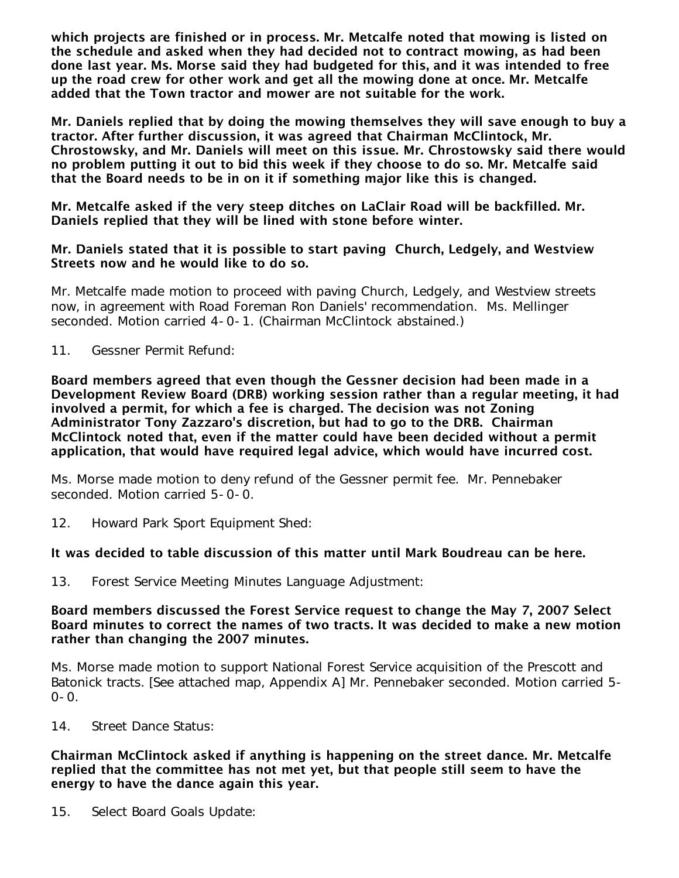**which projects are finished or in process. Mr. Metcalfe noted that mowing is listed on the schedule and asked when they had decided not to contract mowing, as had been done last year. Ms. Morse said they had budgeted for this, and it was intended to free up the road crew for other work and get all the mowing done at once. Mr. Metcalfe added that the Town tractor and mower are not suitable for the work.**

**Mr. Daniels replied that by doing the mowing themselves they will save enough to buy a tractor. After further discussion, it was agreed that Chairman McClintock, Mr. Chrostowsky, and Mr. Daniels will meet on this issue. Mr. Chrostowsky said there would no problem putting it out to bid this week if they choose to do so. Mr. Metcalfe said that the Board needs to be in on it if something major like this is changed.**

**Mr. Metcalfe asked if the very steep ditches on LaClair Road will be backfilled. Mr. Daniels replied that they will be lined with stone before winter.**

**Mr. Daniels stated that it is possible to start paving Church, Ledgely, and Westview Streets now and he would like to do so.**

Mr. Metcalfe made motion to proceed with paving Church, Ledgely, and Westview streets now, in agreement with Road Foreman Ron Daniels' recommendation. Ms. Mellinger seconded. Motion carried 4-0-1. (Chairman McClintock abstained.)

11. Gessner Permit Refund:

**Board members agreed that even though the Gessner decision had been made in a Development Review Board (DRB) working session rather than a regular meeting, it had involved a permit, for which a fee is charged. The decision was not Zoning Administrator Tony Zazzaro's discretion, but had to go to the DRB. Chairman McClintock noted that, even if the matter could have been decided without a permit application, that would have required legal advice, which would have incurred cost.**

Ms. Morse made motion to deny refund of the Gessner permit fee. Mr. Pennebaker seconded. Motion carried 5-0-0.

12. Howard Park Sport Equipment Shed:

**It was decided to table discussion of this matter until Mark Boudreau can be here.**

13. Forest Service Meeting Minutes Language Adjustment:

**Board members discussed the Forest Service request to change the May 7, 2007 Select Board minutes to correct the names of two tracts. It was decided to make a new motion rather than changing the 2007 minutes.**

Ms. Morse made motion to support National Forest Service acquisition of the Prescott and Batonick tracts. [See attached map, Appendix A] Mr. Pennebaker seconded. Motion carried 5-0-0.

14. Street Dance Status:

**Chairman McClintock asked if anything is happening on the street dance. Mr. Metcalfe replied that the committee has not met yet, but that people still seem to have the energy to have the dance again this year.**

15. Select Board Goals Update: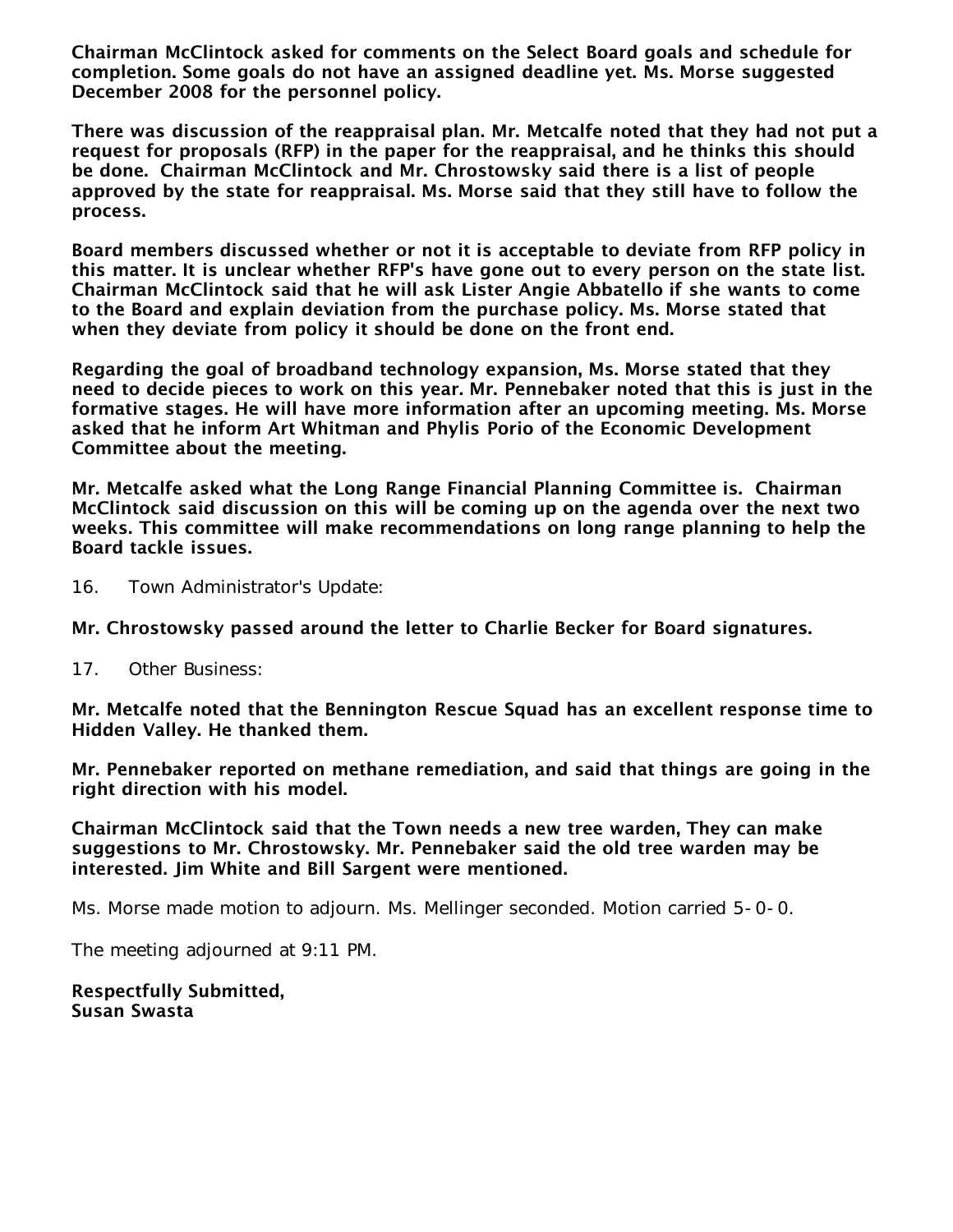**Chairman McClintock asked for comments on the Select Board goals and schedule for completion. Some goals do not have an assigned deadline yet. Ms. Morse suggested December 2008 for the personnel policy.**

**There was discussion of the reappraisal plan. Mr. Metcalfe noted that they had not put a request for proposals (RFP) in the paper for the reappraisal, and he thinks this should be done. Chairman McClintock and Mr. Chrostowsky said there is a list of people approved by the state for reappraisal. Ms. Morse said that they still have to follow the process.**

**Board members discussed whether or not it is acceptable to deviate from RFP policy in this matter. It is unclear whether RFP's have gone out to every person on the state list. Chairman McClintock said that he will ask Lister Angie Abbatello if she wants to come to the Board and explain deviation from the purchase policy. Ms. Morse stated that when they deviate from policy it should be done on the front end.**

**Regarding the goal of broadband technology expansion, Ms. Morse stated that they need to decide pieces to work on this year. Mr. Pennebaker noted that this is just in the formative stages. He will have more information after an upcoming meeting. Ms. Morse asked that he inform Art Whitman and Phylis Porio of the Economic Development Committee about the meeting.**

**Mr. Metcalfe asked what the Long Range Financial Planning Committee is. Chairman McClintock said discussion on this will be coming up on the agenda over the next two weeks. This committee will make recommendations on long range planning to help the Board tackle issues.**

16. Town Administrator's Update:

**Mr. Chrostowsky passed around the letter to Charlie Becker for Board signatures.**

17. Other Business:

**Mr. Metcalfe noted that the Bennington Rescue Squad has an excellent response time to Hidden Valley. He thanked them.**

**Mr. Pennebaker reported on methane remediation, and said that things are going in the right direction with his model.**

**Chairman McClintock said that the Town needs a new tree warden, They can make suggestions to Mr. Chrostowsky. Mr. Pennebaker said the old tree warden may be interested. Jim White and Bill Sargent were mentioned.**

Ms. Morse made motion to adjourn. Ms. Mellinger seconded. Motion carried 5-0-0.

The meeting adjourned at 9:11 PM.

**Respectfully Submitted,**
**Susan Swasta**